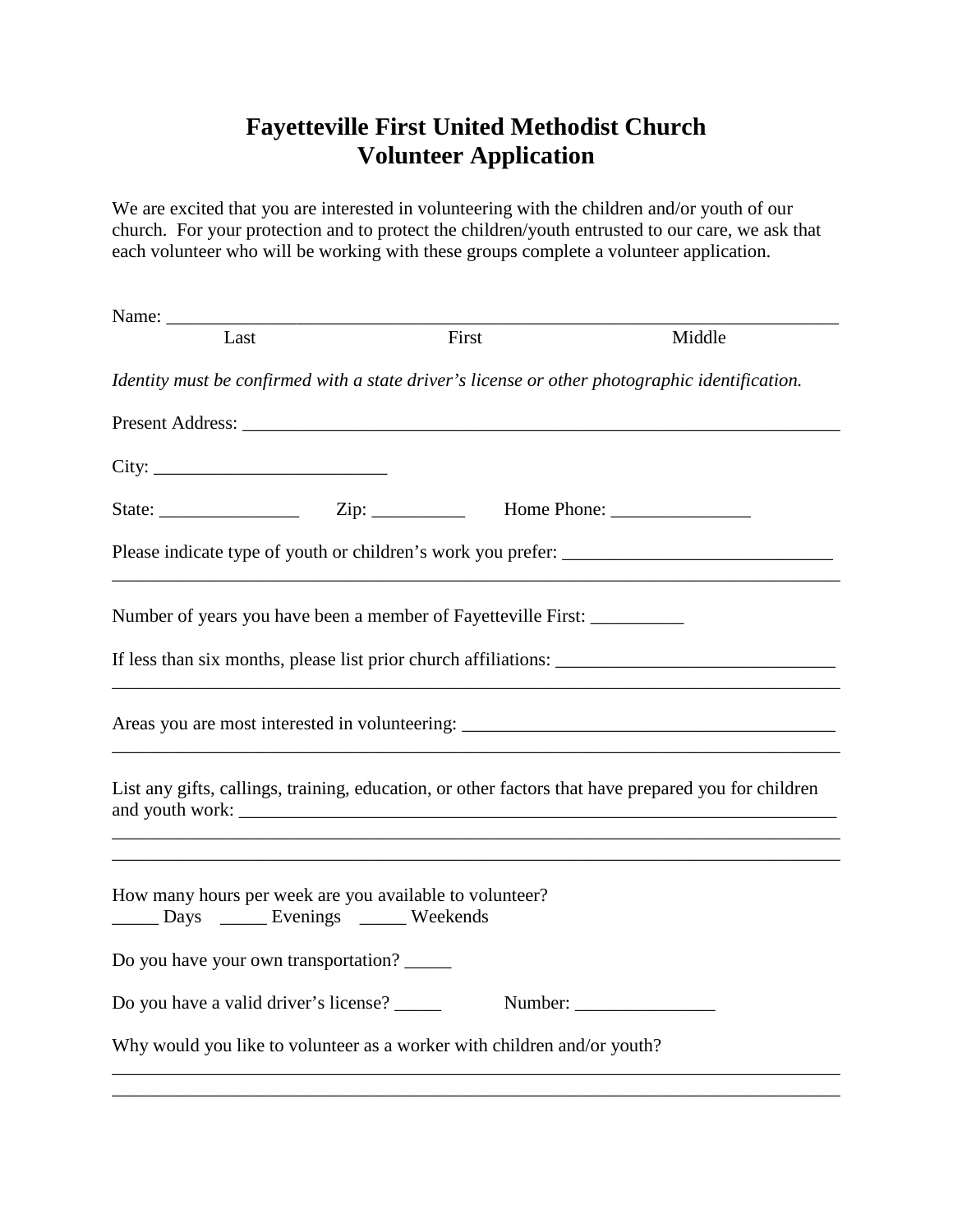# Fayetteville First United Methodist Church
# Volunteer Application

We are excited that you are interested in volunteering with the children and/or youth of our church. For your protection and to protect the children/youth entrusted to our care, we ask that each volunteer who will be working with these groups complete a volunteer application.

Name: ___________________________________________________________________________
Last                    First                    Middle

*Identity must be confirmed with a state driver's license or other photographic identification.*

Present Address: ____________________________________________________________________

City: _________________________

State: _______________     Zip: __________     Home Phone: _______________

Please indicate type of youth or children's work you prefer: _____________________________
_______________________________________________________________________________

Number of years you have been a member of Fayetteville First: __________

If less than six months, please list prior church affiliations: ______________________________
_______________________________________________________________________________

Areas you are most interested in volunteering: _________________________________________
_______________________________________________________________________________

List any gifts, callings, training, education, or other factors that have prepared you for children and youth work: ______________________________________________________________________
_______________________________________________________________________________
_______________________________________________________________________________

How many hours per week are you available to volunteer?
_____ Days   _____ Evenings   _____ Weekends

Do you have your own transportation? _____

Do you have a valid driver's license? _____     Number: _______________

Why would you like to volunteer as a worker with children and/or youth?
_______________________________________________________________________________
_______________________________________________________________________________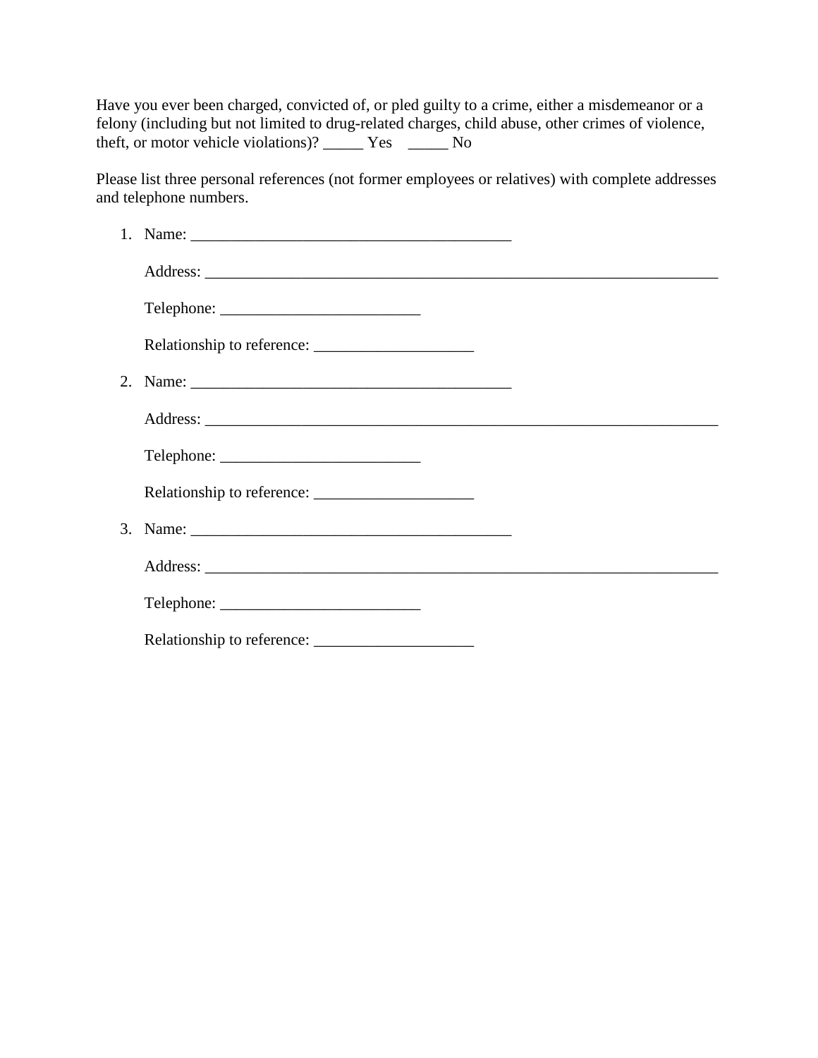Have you ever been charged, convicted of, or pled guilty to a crime, either a misdemeanor or a felony (including but not limited to drug-related charges, child abuse, other crimes of violence, theft, or motor vehicle violations)? _____ Yes _____ No

Please list three personal references (not former employees or relatives) with complete addresses and telephone numbers.

1. Name: ________________________________________

   Address: ________________________________________________________________

   Telephone: _________________________

   Relationship to reference: ____________________

2. Name: ________________________________________

   Address: ________________________________________________________________

   Telephone: _________________________

   Relationship to reference: ____________________

3. Name: ________________________________________

   Address: ________________________________________________________________

   Telephone: _________________________

   Relationship to reference: ____________________